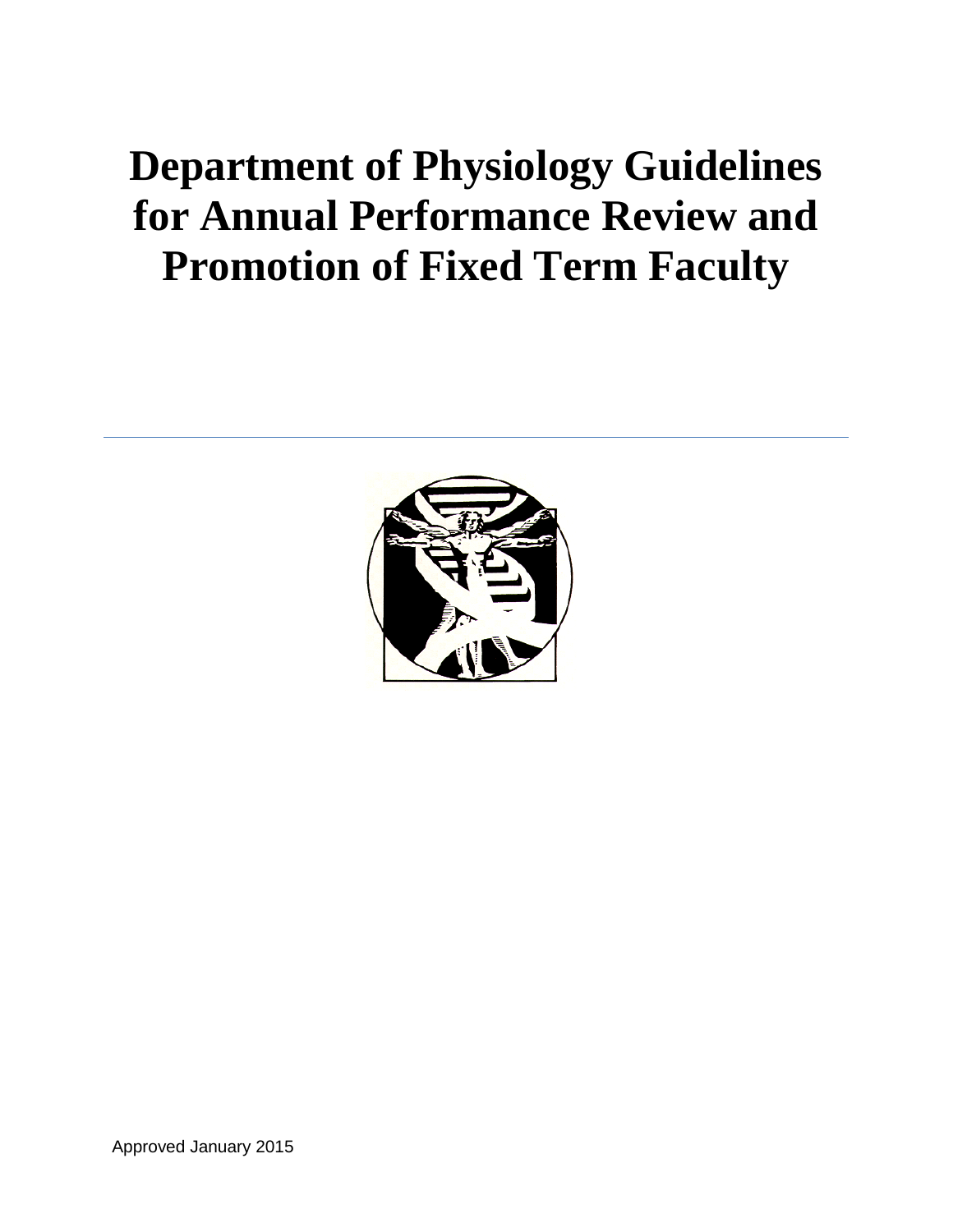# Department of Physiology Guidelines for Annual Performance Review and Promotion of Fixed Term Faculty

---

Approved January 2015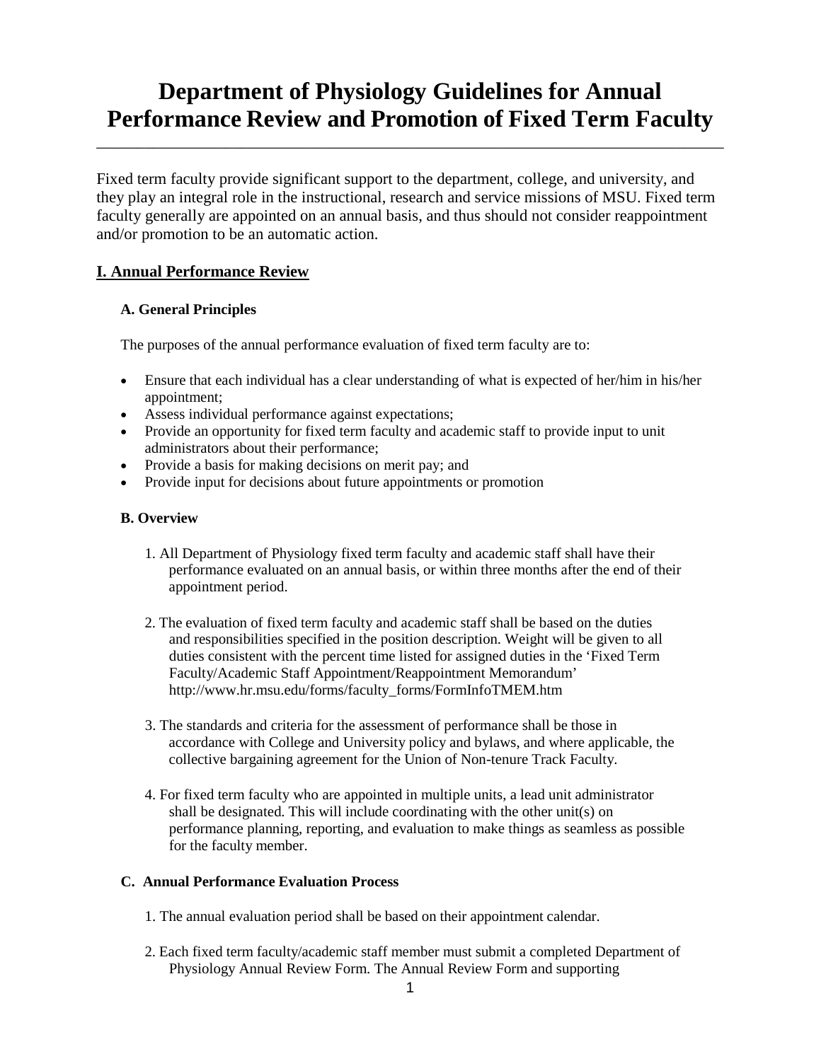# Department of Physiology Guidelines for Annual Performance Review and Promotion of Fixed Term Faculty

---

Fixed term faculty provide significant support to the department, college, and university, and they play an integral role in the instructional, research and service missions of MSU. Fixed term faculty generally are appointed on an annual basis, and thus should not consider reappointment and/or promotion to be an automatic action.

## I. Annual Performance Review

### A. General Principles

The purposes of the annual performance evaluation of fixed term faculty are to:

- Ensure that each individual has a clear understanding of what is expected of her/him in his/her appointment;
- Assess individual performance against expectations;
- Provide an opportunity for fixed term faculty and academic staff to provide input to unit administrators about their performance;
- Provide a basis for making decisions on merit pay; and
- Provide input for decisions about future appointments or promotion

### B. Overview

1. All Department of Physiology fixed term faculty and academic staff shall have their performance evaluated on an annual basis, or within three months after the end of their appointment period.

2. The evaluation of fixed term faculty and academic staff shall be based on the duties and responsibilities specified in the position description. Weight will be given to all duties consistent with the percent time listed for assigned duties in the 'Fixed Term Faculty/Academic Staff Appointment/Reappointment Memorandum' http://www.hr.msu.edu/forms/faculty_forms/FormInfoTMEM.htm

3. The standards and criteria for the assessment of performance shall be those in accordance with College and University policy and bylaws, and where applicable, the collective bargaining agreement for the Union of Non-tenure Track Faculty.

4. For fixed term faculty who are appointed in multiple units, a lead unit administrator shall be designated. This will include coordinating with the other unit(s) on performance planning, reporting, and evaluation to make things as seamless as possible for the faculty member.

### C. Annual Performance Evaluation Process

1. The annual evaluation period shall be based on their appointment calendar.

2. Each fixed term faculty/academic staff member must submit a completed Department of Physiology Annual Review Form. The Annual Review Form and supporting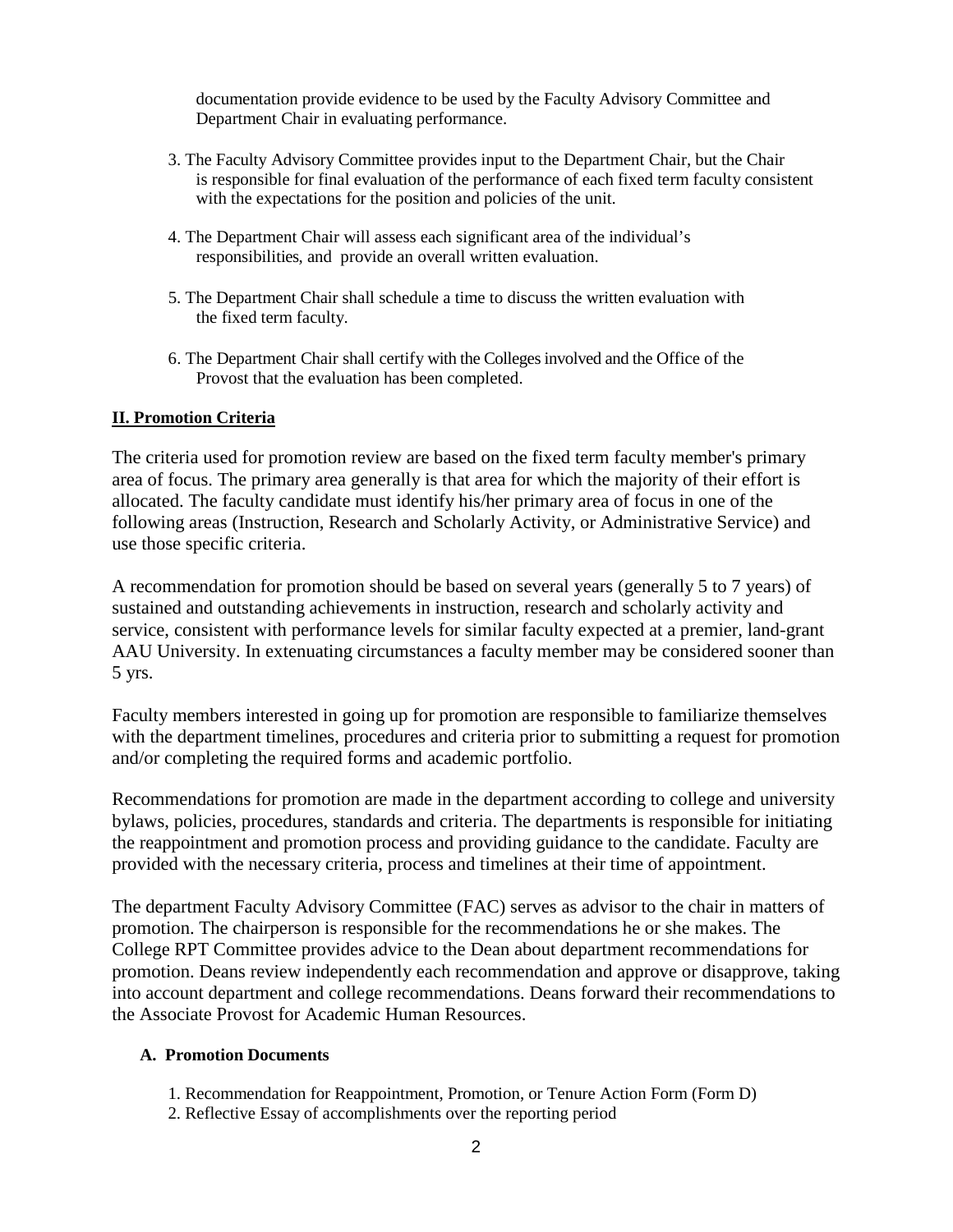documentation provide evidence to be used by the Faculty Advisory Committee and Department Chair in evaluating performance.

3. The Faculty Advisory Committee provides input to the Department Chair, but the Chair is responsible for final evaluation of the performance of each fixed term faculty consistent with the expectations for the position and policies of the unit.

4. The Department Chair will assess each significant area of the individual's responsibilities, and provide an overall written evaluation.

5. The Department Chair shall schedule a time to discuss the written evaluation with the fixed term faculty.

6. The Department Chair shall certify with the Colleges involved and the Office of the Provost that the evaluation has been completed.

## II. Promotion Criteria

The criteria used for promotion review are based on the fixed term faculty member's primary area of focus. The primary area generally is that area for which the majority of their effort is allocated. The faculty candidate must identify his/her primary area of focus in one of the following areas (Instruction, Research and Scholarly Activity, or Administrative Service) and use those specific criteria.

A recommendation for promotion should be based on several years (generally 5 to 7 years) of sustained and outstanding achievements in instruction, research and scholarly activity and service, consistent with performance levels for similar faculty expected at a premier, land-grant AAU University. In extenuating circumstances a faculty member may be considered sooner than 5 yrs.

Faculty members interested in going up for promotion are responsible to familiarize themselves with the department timelines, procedures and criteria prior to submitting a request for promotion and/or completing the required forms and academic portfolio.

Recommendations for promotion are made in the department according to college and university bylaws, policies, procedures, standards and criteria. The departments is responsible for initiating the reappointment and promotion process and providing guidance to the candidate. Faculty are provided with the necessary criteria, process and timelines at their time of appointment.

The department Faculty Advisory Committee (FAC) serves as advisor to the chair in matters of promotion. The chairperson is responsible for the recommendations he or she makes. The College RPT Committee provides advice to the Dean about department recommendations for promotion. Deans review independently each recommendation and approve or disapprove, taking into account department and college recommendations. Deans forward their recommendations to the Associate Provost for Academic Human Resources.

### A. Promotion Documents

1. Recommendation for Reappointment, Promotion, or Tenure Action Form (Form D)
2. Reflective Essay of accomplishments over the reporting period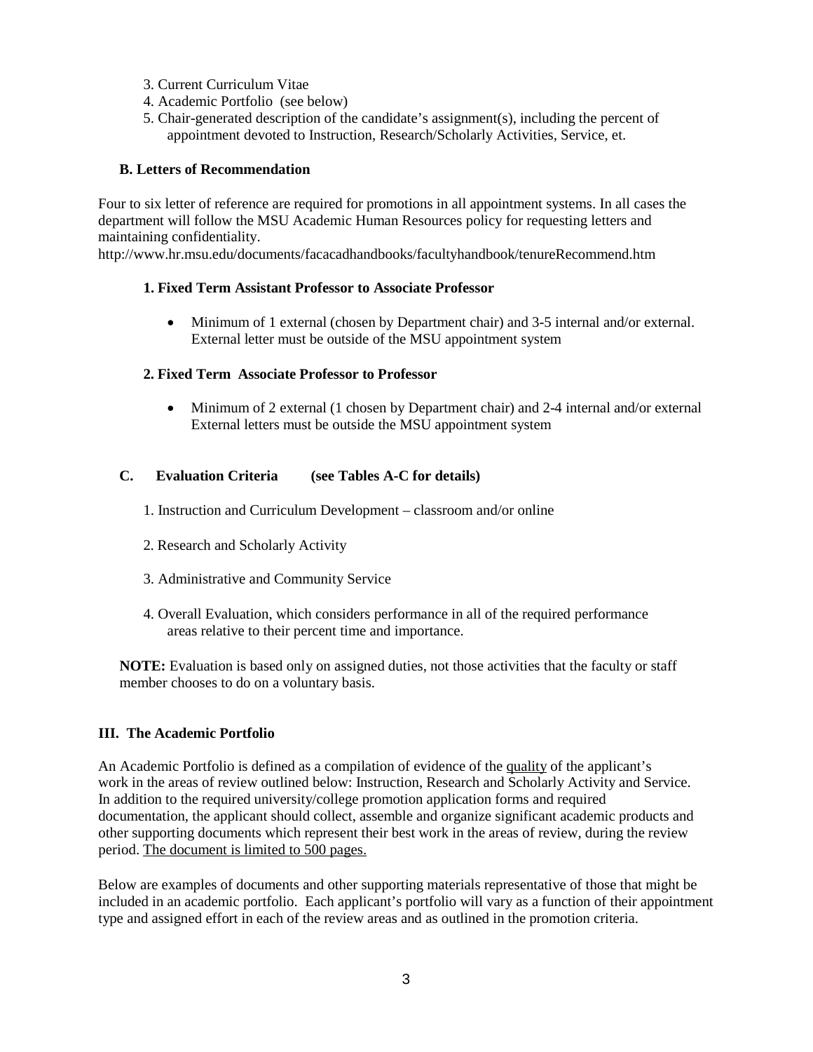3. Current Curriculum Vitae
4. Academic Portfolio (see below)
5. Chair-generated description of the candidate's assignment(s), including the percent of appointment devoted to Instruction, Research/Scholarly Activities, Service, et.

### B. Letters of Recommendation

Four to six letter of reference are required for promotions in all appointment systems. In all cases the department will follow the MSU Academic Human Resources policy for requesting letters and maintaining confidentiality.
http://www.hr.msu.edu/documents/facacadhandbooks/facultyhandbook/tenureRecommend.htm

#### 1. Fixed Term Assistant Professor to Associate Professor

- Minimum of 1 external (chosen by Department chair) and 3-5 internal and/or external. External letter must be outside of the MSU appointment system

#### 2. Fixed Term Associate Professor to Professor

- Minimum of 2 external (1 chosen by Department chair) and 2-4 internal and/or external External letters must be outside the MSU appointment system

### C. Evaluation Criteria (see Tables A-C for details)

1. Instruction and Curriculum Development – classroom and/or online

2. Research and Scholarly Activity

3. Administrative and Community Service

4. Overall Evaluation, which considers performance in all of the required performance areas relative to their percent time and importance.

**NOTE:** Evaluation is based only on assigned duties, not those activities that the faculty or staff member chooses to do on a voluntary basis.

## III. The Academic Portfolio

An Academic Portfolio is defined as a compilation of evidence of the <u>quality</u> of the applicant's work in the areas of review outlined below: Instruction, Research and Scholarly Activity and Service. In addition to the required university/college promotion application forms and required documentation, the applicant should collect, assemble and organize significant academic products and other supporting documents which represent their best work in the areas of review, during the review period. <u>The document is limited to 500 pages.</u>

Below are examples of documents and other supporting materials representative of those that might be included in an academic portfolio. Each applicant's portfolio will vary as a function of their appointment type and assigned effort in each of the review areas and as outlined in the promotion criteria.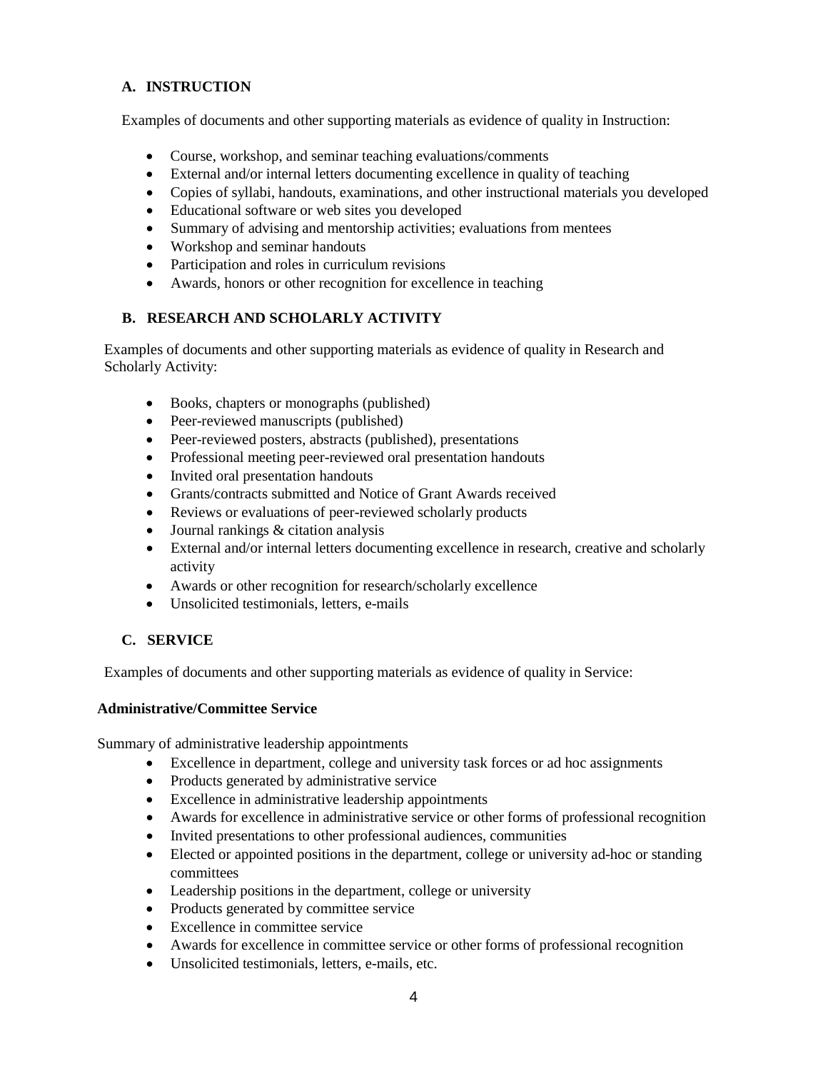### A. INSTRUCTION

Examples of documents and other supporting materials as evidence of quality in Instruction:

- Course, workshop, and seminar teaching evaluations/comments
- External and/or internal letters documenting excellence in quality of teaching
- Copies of syllabi, handouts, examinations, and other instructional materials you developed
- Educational software or web sites you developed
- Summary of advising and mentorship activities; evaluations from mentees
- Workshop and seminar handouts
- Participation and roles in curriculum revisions
- Awards, honors or other recognition for excellence in teaching

### B. RESEARCH AND SCHOLARLY ACTIVITY

Examples of documents and other supporting materials as evidence of quality in Research and Scholarly Activity:

- Books, chapters or monographs (published)
- Peer-reviewed manuscripts (published)
- Peer-reviewed posters, abstracts (published), presentations
- Professional meeting peer-reviewed oral presentation handouts
- Invited oral presentation handouts
- Grants/contracts submitted and Notice of Grant Awards received
- Reviews or evaluations of peer-reviewed scholarly products
- Journal rankings & citation analysis
- External and/or internal letters documenting excellence in research, creative and scholarly activity
- Awards or other recognition for research/scholarly excellence
- Unsolicited testimonials, letters, e-mails

### C. SERVICE

Examples of documents and other supporting materials as evidence of quality in Service:

**Administrative/Committee Service**

Summary of administrative leadership appointments

- Excellence in department, college and university task forces or ad hoc assignments
- Products generated by administrative service
- Excellence in administrative leadership appointments
- Awards for excellence in administrative service or other forms of professional recognition
- Invited presentations to other professional audiences, communities
- Elected or appointed positions in the department, college or university ad-hoc or standing committees
- Leadership positions in the department, college or university
- Products generated by committee service
- Excellence in committee service
- Awards for excellence in committee service or other forms of professional recognition
- Unsolicited testimonials, letters, e-mails, etc.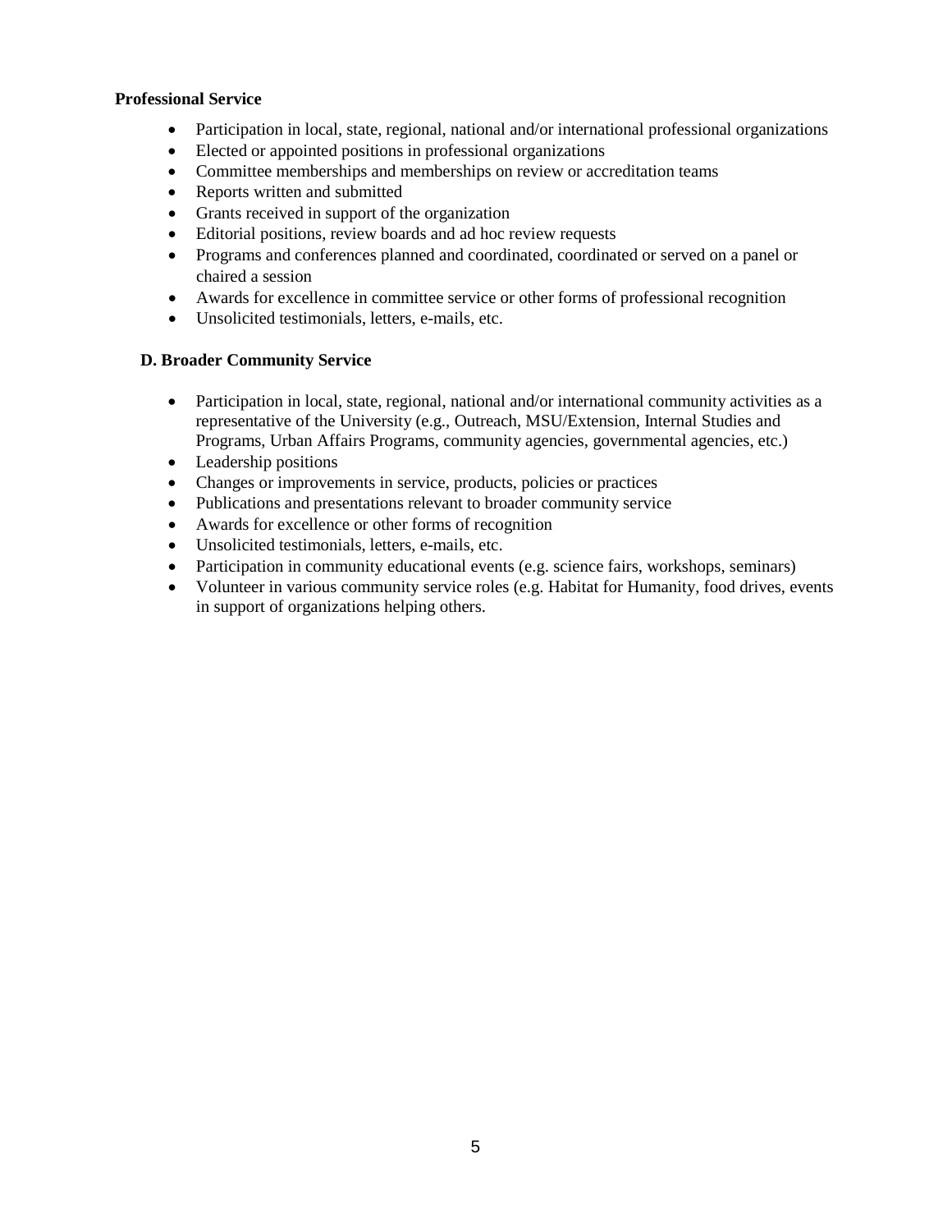**Professional Service**

- Participation in local, state, regional, national and/or international professional organizations
- Elected or appointed positions in professional organizations
- Committee memberships and memberships on review or accreditation teams
- Reports written and submitted
- Grants received in support of the organization
- Editorial positions, review boards and ad hoc review requests
- Programs and conferences planned and coordinated, coordinated or served on a panel or chaired a session
- Awards for excellence in committee service or other forms of professional recognition
- Unsolicited testimonials, letters, e-mails, etc.

**D. Broader Community Service**

- Participation in local, state, regional, national and/or international community activities as a representative of the University (e.g., Outreach, MSU/Extension, Internal Studies and Programs, Urban Affairs Programs, community agencies, governmental agencies, etc.)
- Leadership positions
- Changes or improvements in service, products, policies or practices
- Publications and presentations relevant to broader community service
- Awards for excellence or other forms of recognition
- Unsolicited testimonials, letters, e-mails, etc.
- Participation in community educational events (e.g. science fairs, workshops, seminars)
- Volunteer in various community service roles (e.g. Habitat for Humanity, food drives, events in support of organizations helping others.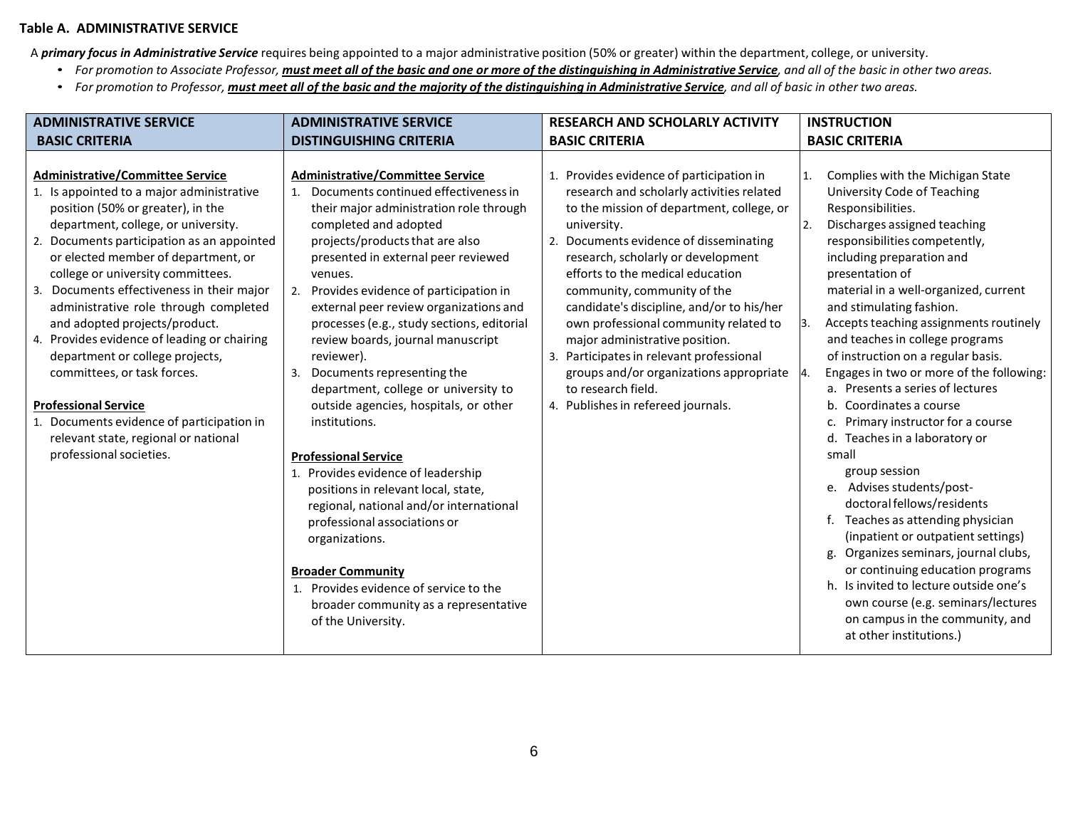**Table A. ADMINISTRATIVE SERVICE**

A ***primary focus in Administrative Service*** requires being appointed to a major administrative position (50% or greater) within the department, college, or university.

- *For promotion to Associate Professor, **must meet all of the basic and one or more of the distinguishing in Administrative Service**, and all of the basic in other two areas.*
- *For promotion to Professor, **must meet all of the basic and the majority of the distinguishing in Administrative Service**, and all of basic in other two areas.*

| ADMINISTRATIVE SERVICE BASIC CRITERIA | ADMINISTRATIVE SERVICE DISTINGUISHING CRITERIA | RESEARCH AND SCHOLARLY ACTIVITY BASIC CRITERIA | INSTRUCTION BASIC CRITERIA |
|---|---|---|---|
| **Administrative/Committee Service**<br>1. Is appointed to a major administrative position (50% or greater), in the department, college, or university.<br>2. Documents participation as an appointed or elected member of department, or college or university committees.<br>3. Documents effectiveness in their major administrative role through completed and adopted projects/product.<br>4. Provides evidence of leading or chairing department or college projects, committees, or task forces.<br><br>**Professional Service**<br>1. Documents evidence of participation in relevant state, regional or national professional societies. | **Administrative/Committee Service**<br>1. Documents continued effectiveness in their major administration role through completed and adopted projects/products that are also presented in external peer reviewed venues.<br>2. Provides evidence of participation in external peer review organizations and processes (e.g., study sections, editorial review boards, journal manuscript reviewer).<br>3. Documents representing the department, college or university to outside agencies, hospitals, or other institutions.<br><br>**Professional Service**<br>1. Provides evidence of leadership positions in relevant local, state, regional, national and/or international professional associations or organizations.<br><br>**Broader Community**<br>1. Provides evidence of service to the broader community as a representative of the University. | 1. Provides evidence of participation in research and scholarly activities related to the mission of department, college, or university.<br>2. Documents evidence of disseminating research, scholarly or development efforts to the medical education community, community of the candidate's discipline, and/or to his/her own professional community related to major administrative position.<br>3. Participates in relevant professional groups and/or organizations appropriate to research field.<br>4. Publishes in refereed journals. | 1. Complies with the Michigan State University Code of Teaching Responsibilities.<br>2. Discharges assigned teaching responsibilities competently, including preparation and presentation of material in a well-organized, current and stimulating fashion.<br>3. Accepts teaching assignments routinely and teaches in college programs of instruction on a regular basis.<br>4. Engages in two or more of the following:<br>a. Presents a series of lectures<br>b. Coordinates a course<br>c. Primary instructor for a course<br>d. Teaches in a laboratory or small group session<br>e. Advises students/post-doctoral fellows/residents<br>f. Teaches as attending physician (inpatient or outpatient settings)<br>g. Organizes seminars, journal clubs, or continuing education programs<br>h. Is invited to lecture outside one's own course (e.g. seminars/lectures on campus in the community, and at other institutions.) |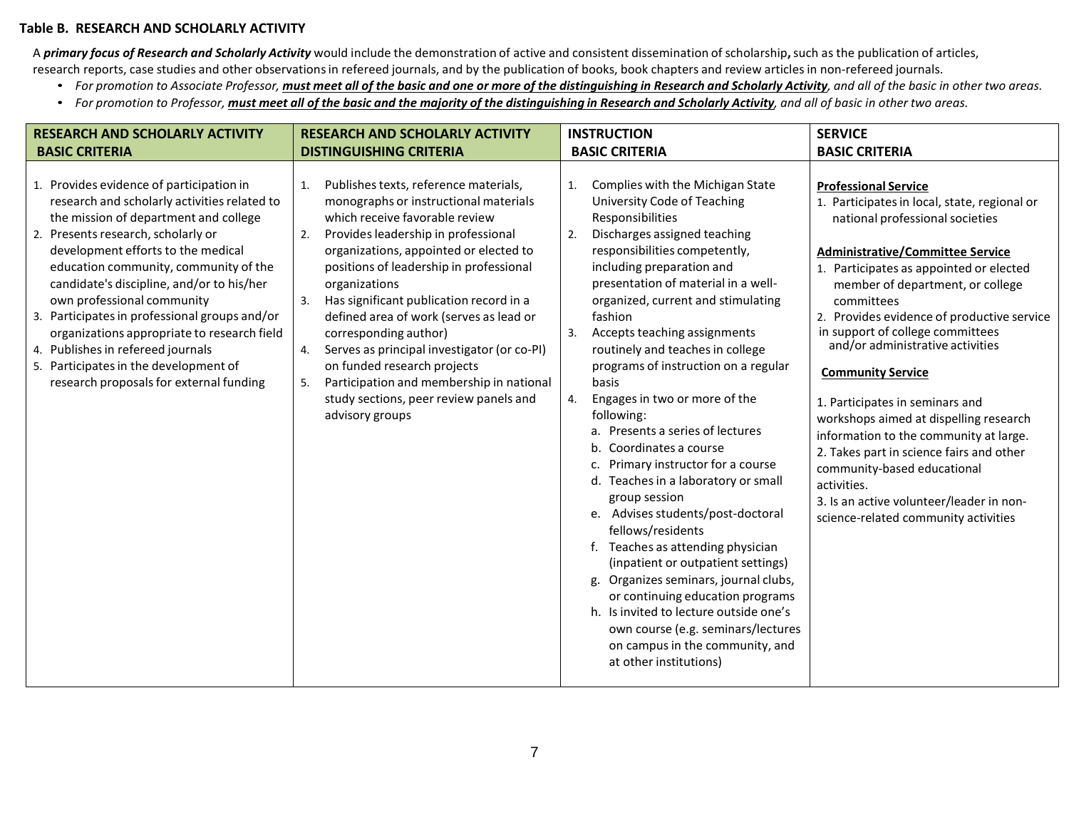### Table B. RESEARCH AND SCHOLARLY ACTIVITY

A ***primary focus of Research and Scholarly Activity*** would include the demonstration of active and consistent dissemination of scholarship**,** such as the publication of articles, research reports, case studies and other observations in refereed journals, and by the publication of books, book chapters and review articles in non-refereed journals.

- *For promotion to Associate Professor,* ***must meet all of the basic and one or more of the distinguishing in Research and Scholarly Activity****, and all of the basic in other two areas.*
- *For promotion to Professor,* ***must meet all of the basic and the majority of the distinguishing in Research and Scholarly Activity****, and all of basic in other two areas.*

| RESEARCH AND SCHOLARLY ACTIVITY BASIC CRITERIA | RESEARCH AND SCHOLARLY ACTIVITY DISTINGUISHING CRITERIA | INSTRUCTION BASIC CRITERIA | SERVICE BASIC CRITERIA |
|---|---|---|---|
| 1. Provides evidence of participation in research and scholarly activities related to the mission of department and college<br>2. Presents research, scholarly or development efforts to the medical education community, community of the candidate's discipline, and/or to his/her own professional community<br>3. Participates in professional groups and/or organizations appropriate to research field<br>4. Publishes in refereed journals<br>5. Participates in the development of research proposals for external funding | 1. Publishes texts, reference materials, monographs or instructional materials which receive favorable review<br>2. Provides leadership in professional organizations, appointed or elected to positions of leadership in professional organizations<br>3. Has significant publication record in a defined area of work (serves as lead or corresponding author)<br>4. Serves as principal investigator (or co-PI) on funded research projects<br>5. Participation and membership in national study sections, peer review panels and advisory groups | 1. Complies with the Michigan State University Code of Teaching Responsibilities<br>2. Discharges assigned teaching responsibilities competently, including preparation and presentation of material in a well-organized, current and stimulating fashion<br>3. Accepts teaching assignments routinely and teaches in college programs of instruction on a regular basis<br>4. Engages in two or more of the following:<br>a. Presents a series of lectures<br>b. Coordinates a course<br>c. Primary instructor for a course<br>d. Teaches in a laboratory or small group session<br>e. Advises students/post-doctoral fellows/residents<br>f. Teaches as attending physician (inpatient or outpatient settings)<br>g. Organizes seminars, journal clubs, or continuing education programs<br>h. Is invited to lecture outside one's own course (e.g. seminars/lectures on campus in the community, and at other institutions) | **Professional Service**<br>1. Participates in local, state, regional or national professional societies<br><br>**Administrative/Committee Service**<br>1. Participates as appointed or elected member of department, or college committees<br>2. Provides evidence of productive service in support of college committees and/or administrative activities<br><br>**Community Service**<br>1. Participates in seminars and workshops aimed at dispelling research information to the community at large.<br>2. Takes part in science fairs and other community-based educational activities.<br>3. Is an active volunteer/leader in non-science-related community activities |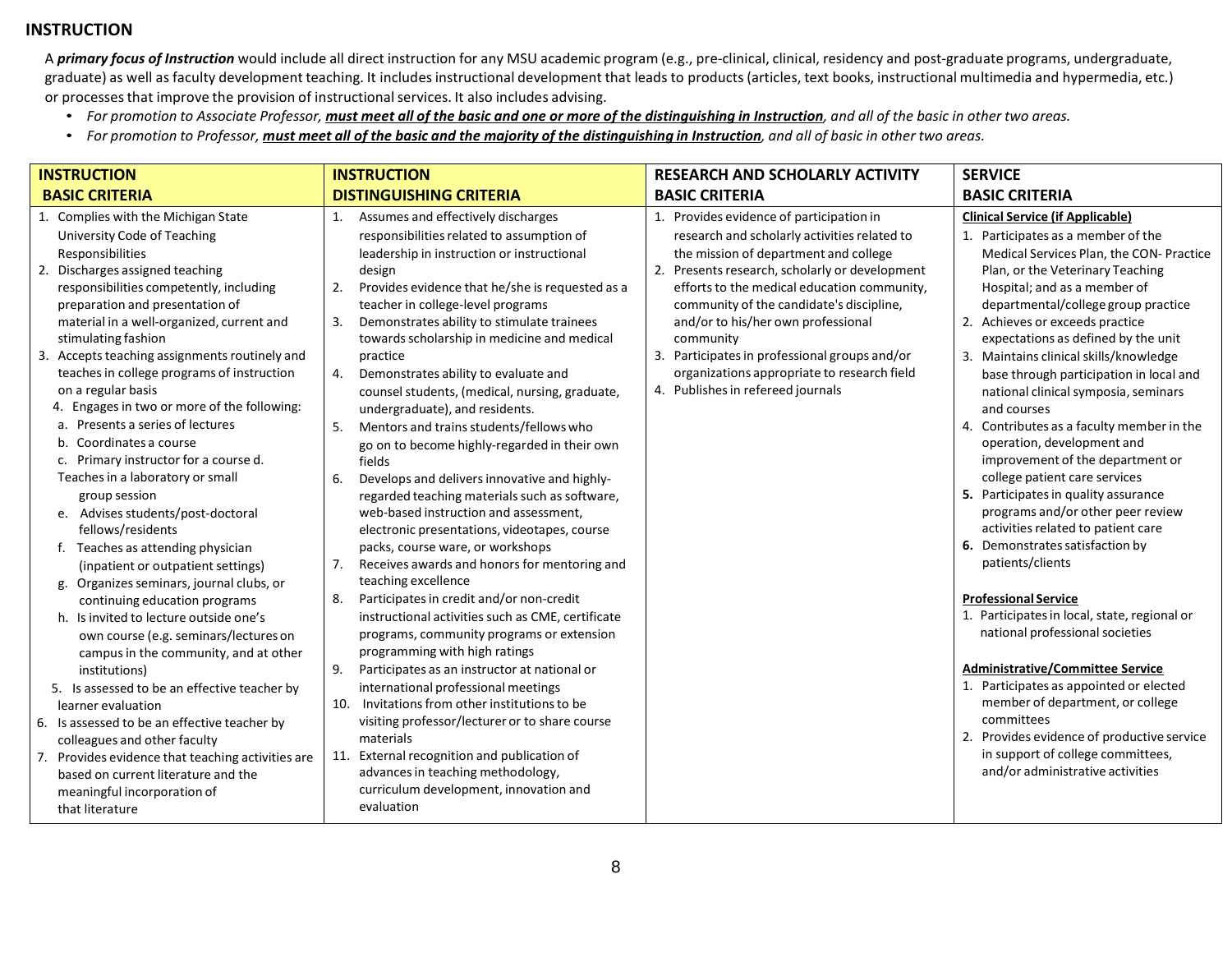## INSTRUCTION

A ***primary focus of Instruction*** would include all direct instruction for any MSU academic program (e.g., pre-clinical, clinical, residency and post-graduate programs, undergraduate, graduate) as well as faculty development teaching. It includes instructional development that leads to products (articles, text books, instructional multimedia and hypermedia, etc.) or processes that improve the provision of instructional services. It also includes advising.

- *For promotion to Associate Professor, **must meet all of the basic and one or more of the distinguishing in Instruction**, and all of the basic in other two areas.*
- *For promotion to Professor, **must meet all of the basic and the majority of the distinguishing in Instruction**, and all of basic in other two areas.*

| INSTRUCTION BASIC CRITERIA | INSTRUCTION DISTINGUISHING CRITERIA | RESEARCH AND SCHOLARLY ACTIVITY BASIC CRITERIA | SERVICE BASIC CRITERIA |
|---|---|---|---|
| 1. Complies with the Michigan State University Code of Teaching Responsibilities<br>2. Discharges assigned teaching responsibilities competently, including preparation and presentation of material in a well-organized, current and stimulating fashion<br>3. Accepts teaching assignments routinely and teaches in college programs of instruction on a regular basis<br>4. Engages in two or more of the following:<br>a. Presents a series of lectures<br>b. Coordinates a course<br>c. Primary instructor for a course<br>d. Teaches in a laboratory or small group session<br>e. Advises students/post-doctoral fellows/residents<br>f. Teaches as attending physician (inpatient or outpatient settings)<br>g. Organizes seminars, journal clubs, or continuing education programs<br>h. Is invited to lecture outside one's own course (e.g. seminars/lectures on campus in the community, and at other institutions)<br>5. Is assessed to be an effective teacher by learner evaluation<br>6. Is assessed to be an effective teacher by colleagues and other faculty<br>7. Provides evidence that teaching activities are based on current literature and the meaningful incorporation of that literature | 1. Assumes and effectively discharges responsibilities related to assumption of leadership in instruction or instructional design<br>2. Provides evidence that he/she is requested as a teacher in college-level programs<br>3. Demonstrates ability to stimulate trainees towards scholarship in medicine and medical practice<br>4. Demonstrates ability to evaluate and counsel students, (medical, nursing, graduate, undergraduate), and residents.<br>5. Mentors and trains students/fellows who go on to become highly-regarded in their own fields<br>6. Develops and delivers innovative and highly-regarded teaching materials such as software, web-based instruction and assessment, electronic presentations, videotapes, course packs, course ware, or workshops<br>7. Receives awards and honors for mentoring and teaching excellence<br>8. Participates in credit and/or non-credit instructional activities such as CME, certificate programs, community programs or extension programming with high ratings<br>9. Participates as an instructor at national or international professional meetings<br>10. Invitations from other institutions to be visiting professor/lecturer or to share course materials<br>11. External recognition and publication of advances in teaching methodology, curriculum development, innovation and evaluation | 1. Provides evidence of participation in research and scholarly activities related to the mission of department and college<br>2. Presents research, scholarly or development efforts to the medical education community, community of the candidate's discipline, and/or to his/her own professional community<br>3. Participates in professional groups and/or organizations appropriate to research field<br>4. Publishes in refereed journals | **Clinical Service (if Applicable)**<br>1. Participates as a member of the Medical Services Plan, the CON- Practice Plan, or the Veterinary Teaching Hospital; and as a member of departmental/college group practice<br>2. Achieves or exceeds practice expectations as defined by the unit<br>3. Maintains clinical skills/knowledge base through participation in local and national clinical symposia, seminars and courses<br>4. Contributes as a faculty member in the operation, development and improvement of the department or college patient care services<br>**5.** Participates in quality assurance programs and/or other peer review activities related to patient care<br>**6.** Demonstrates satisfaction by patients/clients<br><br>**Professional Service**<br>1. Participates in local, state, regional or national professional societies<br><br>**Administrative/Committee Service**<br>1. Participates as appointed or elected member of department, or college committees<br>2. Provides evidence of productive service in support of college committees, and/or administrative activities |